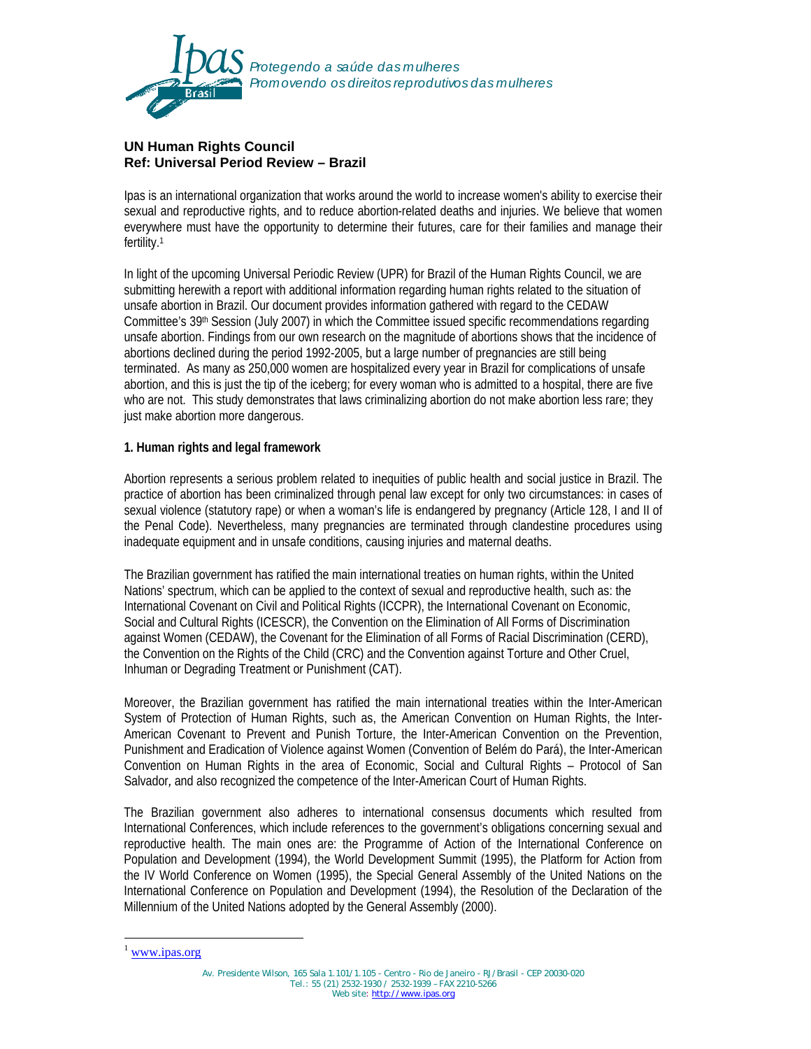Ipas Brasil

*Protegendo a saúde das mulheres*
*Promovendo os direitos reprodutivos das mulheres*

**UN Human Rights Council**
**Ref: Universal Period Review – Brazil**

Ipas is an international organization that works around the world to increase women's ability to exercise their sexual and reproductive rights, and to reduce abortion-related deaths and injuries. We believe that women everywhere must have the opportunity to determine their futures, care for their families and manage their fertility.[1]

In light of the upcoming Universal Periodic Review (UPR) for Brazil of the Human Rights Council, we are submitting herewith a report with additional information regarding human rights related to the situation of unsafe abortion in Brazil. Our document provides information gathered with regard to the CEDAW Committee's 39th Session (July 2007) in which the Committee issued specific recommendations regarding unsafe abortion. Findings from our own research on the magnitude of abortions shows that the incidence of abortions declined during the period 1992-2005, but a large number of pregnancies are still being terminated. As many as 250,000 women are hospitalized every year in Brazil for complications of unsafe abortion, and this is just the tip of the iceberg; for every woman who is admitted to a hospital, there are five who are not. This study demonstrates that laws criminalizing abortion do not make abortion less rare; they just make abortion more dangerous.

**1. Human rights and legal framework**

Abortion represents a serious problem related to inequities of public health and social justice in Brazil. The practice of abortion has been criminalized through penal law except for only two circumstances: in cases of sexual violence (statutory rape) or when a woman's life is endangered by pregnancy (Article 128, I and II of the Penal Code). Nevertheless, many pregnancies are terminated through clandestine procedures using inadequate equipment and in unsafe conditions, causing injuries and maternal deaths.

The Brazilian government has ratified the main international treaties on human rights, within the United Nations' spectrum, which can be applied to the context of sexual and reproductive health, such as: the International Covenant on Civil and Political Rights (ICCPR), the International Covenant on Economic, Social and Cultural Rights (ICESCR), the Convention on the Elimination of All Forms of Discrimination against Women (CEDAW), the Covenant for the Elimination of all Forms of Racial Discrimination (CERD), the Convention on the Rights of the Child (CRC) and the Convention against Torture and Other Cruel, Inhuman or Degrading Treatment or Punishment (CAT).

Moreover, the Brazilian government has ratified the main international treaties within the Inter-American System of Protection of Human Rights, such as, the American Convention on Human Rights, the Inter-American Covenant to Prevent and Punish Torture, the Inter-American Convention on the Prevention, Punishment and Eradication of Violence against Women (Convention of Belém do Pará), the Inter-American Convention on Human Rights in the area of Economic, Social and Cultural Rights – Protocol of San Salvador, and also recognized the competence of the Inter-American Court of Human Rights.

The Brazilian government also adheres to international consensus documents which resulted from International Conferences, which include references to the government's obligations concerning sexual and reproductive health. The main ones are: the Programme of Action of the International Conference on Population and Development (1994), the World Development Summit (1995), the Platform for Action from the IV World Conference on Women (1995), the Special General Assembly of the United Nations on the International Conference on Population and Development (1994), the Resolution of the Declaration of the Millennium of the United Nations adopted by the General Assembly (2000).

[1] www.ipas.org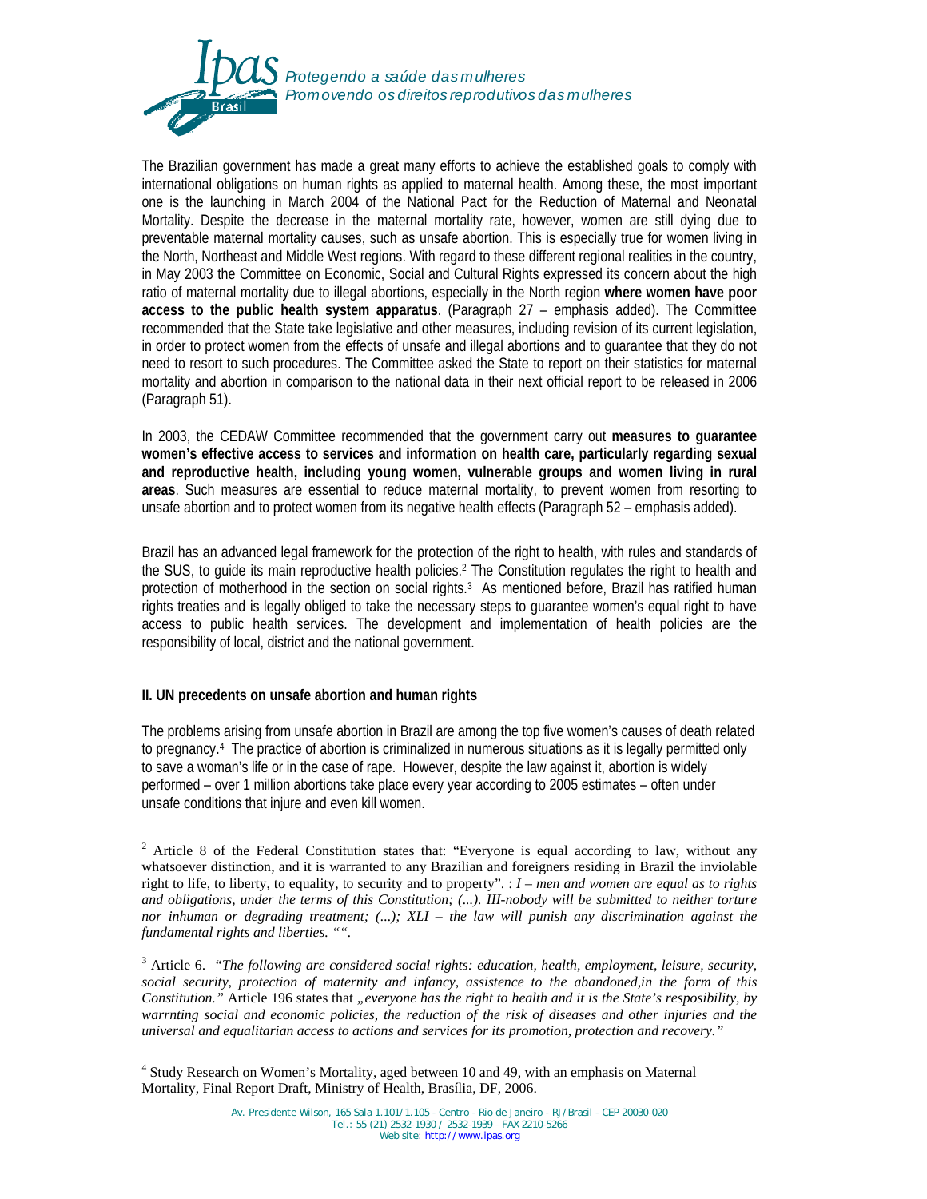The Brazilian government has made a great many efforts to achieve the established goals to comply with international obligations on human rights as applied to maternal health. Among these, the most important one is the launching in March 2004 of the National Pact for the Reduction of Maternal and Neonatal Mortality. Despite the decrease in the maternal mortality rate, however, women are still dying due to preventable maternal mortality causes, such as unsafe abortion. This is especially true for women living in the North, Northeast and Middle West regions. With regard to these different regional realities in the country, in May 2003 the Committee on Economic, Social and Cultural Rights expressed its concern about the high ratio of maternal mortality due to illegal abortions, especially in the North region **where women have poor access to the public health system apparatus**. (Paragraph 27 – emphasis added). The Committee recommended that the State take legislative and other measures, including revision of its current legislation, in order to protect women from the effects of unsafe and illegal abortions and to guarantee that they do not need to resort to such procedures. The Committee asked the State to report on their statistics for maternal mortality and abortion in comparison to the national data in their next official report to be released in 2006 (Paragraph 51).

In 2003, the CEDAW Committee recommended that the government carry out **measures to guarantee women's effective access to services and information on health care, particularly regarding sexual and reproductive health, including young women, vulnerable groups and women living in rural areas**. Such measures are essential to reduce maternal mortality, to prevent women from resorting to unsafe abortion and to protect women from its negative health effects (Paragraph 52 – emphasis added).

Brazil has an advanced legal framework for the protection of the right to health, with rules and standards of the SUS, to guide its main reproductive health policies.[2] The Constitution regulates the right to health and protection of motherhood in the section on social rights.[3] As mentioned before, Brazil has ratified human rights treaties and is legally obliged to take the necessary steps to guarantee women's equal right to have access to public health services. The development and implementation of health policies are the responsibility of local, district and the national government.

## II. UN precedents on unsafe abortion and human rights

The problems arising from unsafe abortion in Brazil are among the top five women's causes of death related to pregnancy.[4] The practice of abortion is criminalized in numerous situations as it is legally permitted only to save a woman's life or in the case of rape. However, despite the law against it, abortion is widely performed – over 1 million abortions take place every year according to 2005 estimates – often under unsafe conditions that injure and even kill women.

---

[2] Article 8 of the Federal Constitution states that: "Everyone is equal according to law, without any whatsoever distinction, and it is warranted to any Brazilian and foreigners residing in Brazil the inviolable right to life, to liberty, to equality, to security and to property". : *I – men and women are equal as to rights and obligations, under the terms of this Constitution; (...). III-nobody will be submitted to neither torture nor inhuman or degrading treatment; (...); XLI – the law will punish any discrimination against the fundamental rights and liberties. "".*

[3] Article 6. *"The following are considered social rights: education, health, employment, leisure, security, social security, protection of maternity and infancy, assistence to the abandoned,in the form of this Constitution."* Article 196 states that *„everyone has the right to health and it is the State's resposibility, by warrnting social and economic policies, the reduction of the risk of diseases and other injuries and the universal and equalitarian access to actions and services for its promotion, protection and recovery."*

[4] Study Research on Women's Mortality, aged between 10 and 49, with an emphasis on Maternal Mortality, Final Report Draft, Ministry of Health, Brasília, DF, 2006.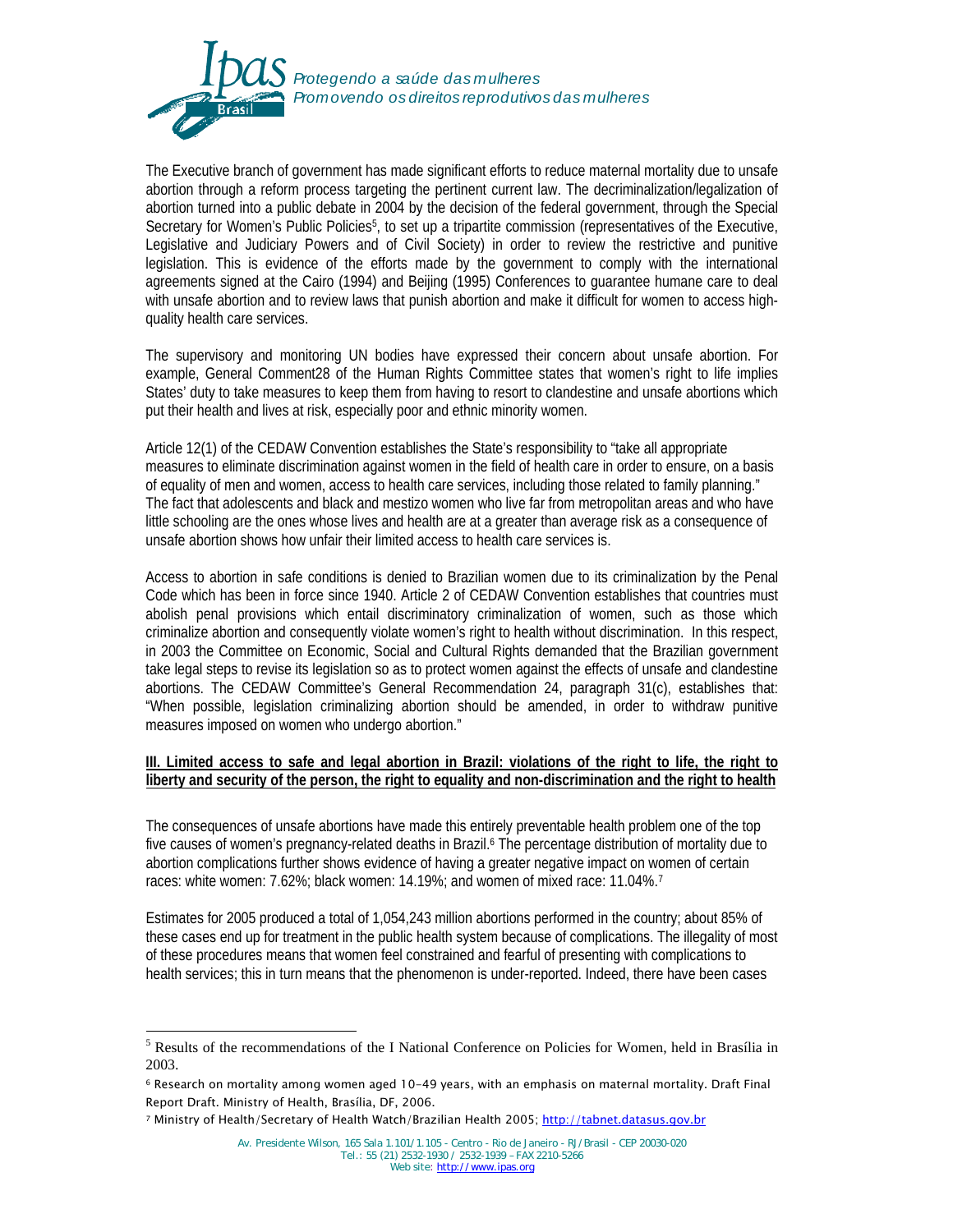The Executive branch of government has made significant efforts to reduce maternal mortality due to unsafe abortion through a reform process targeting the pertinent current law. The decriminalization/legalization of abortion turned into a public debate in 2004 by the decision of the federal government, through the Special Secretary for Women's Public Policies[5], to set up a tripartite commission (representatives of the Executive, Legislative and Judiciary Powers and of Civil Society) in order to review the restrictive and punitive legislation. This is evidence of the efforts made by the government to comply with the international agreements signed at the Cairo (1994) and Beijing (1995) Conferences to guarantee humane care to deal with unsafe abortion and to review laws that punish abortion and make it difficult for women to access high-quality health care services.

The supervisory and monitoring UN bodies have expressed their concern about unsafe abortion. For example, General Comment28 of the Human Rights Committee states that women's right to life implies States' duty to take measures to keep them from having to resort to clandestine and unsafe abortions which put their health and lives at risk, especially poor and ethnic minority women.

Article 12(1) of the CEDAW Convention establishes the State's responsibility to "take all appropriate measures to eliminate discrimination against women in the field of health care in order to ensure, on a basis of equality of men and women, access to health care services, including those related to family planning." The fact that adolescents and black and mestizo women who live far from metropolitan areas and who have little schooling are the ones whose lives and health are at a greater than average risk as a consequence of unsafe abortion shows how unfair their limited access to health care services is.

Access to abortion in safe conditions is denied to Brazilian women due to its criminalization by the Penal Code which has been in force since 1940. Article 2 of CEDAW Convention establishes that countries must abolish penal provisions which entail discriminatory criminalization of women, such as those which criminalize abortion and consequently violate women's right to health without discrimination. In this respect, in 2003 the Committee on Economic, Social and Cultural Rights demanded that the Brazilian government take legal steps to revise its legislation so as to protect women against the effects of unsafe and clandestine abortions. The CEDAW Committee's General Recommendation 24, paragraph 31(c), establishes that: "When possible, legislation criminalizing abortion should be amended, in order to withdraw punitive measures imposed on women who undergo abortion."

## III. Limited access to safe and legal abortion in Brazil: violations of the right to life, the right to liberty and security of the person, the right to equality and non-discrimination and the right to health

The consequences of unsafe abortions have made this entirely preventable health problem one of the top five causes of women's pregnancy-related deaths in Brazil.[6] The percentage distribution of mortality due to abortion complications further shows evidence of having a greater negative impact on women of certain races: white women: 7.62%; black women: 14.19%; and women of mixed race: 11.04%.[7]

Estimates for 2005 produced a total of 1,054,243 million abortions performed in the country; about 85% of these cases end up for treatment in the public health system because of complications. The illegality of most of these procedures means that women feel constrained and fearful of presenting with complications to health services; this in turn means that the phenomenon is under-reported. Indeed, there have been cases

---

[5] Results of the recommendations of the I National Conference on Policies for Women, held in Brasília in 2003.

[6] Research on mortality among women aged 10-49 years, with an emphasis on maternal mortality. Draft Final Report Draft. Ministry of Health, Brasília, DF, 2006.

[7] Ministry of Health/Secretary of Health Watch/Brazilian Health 2005; http://tabnet.datasus.gov.br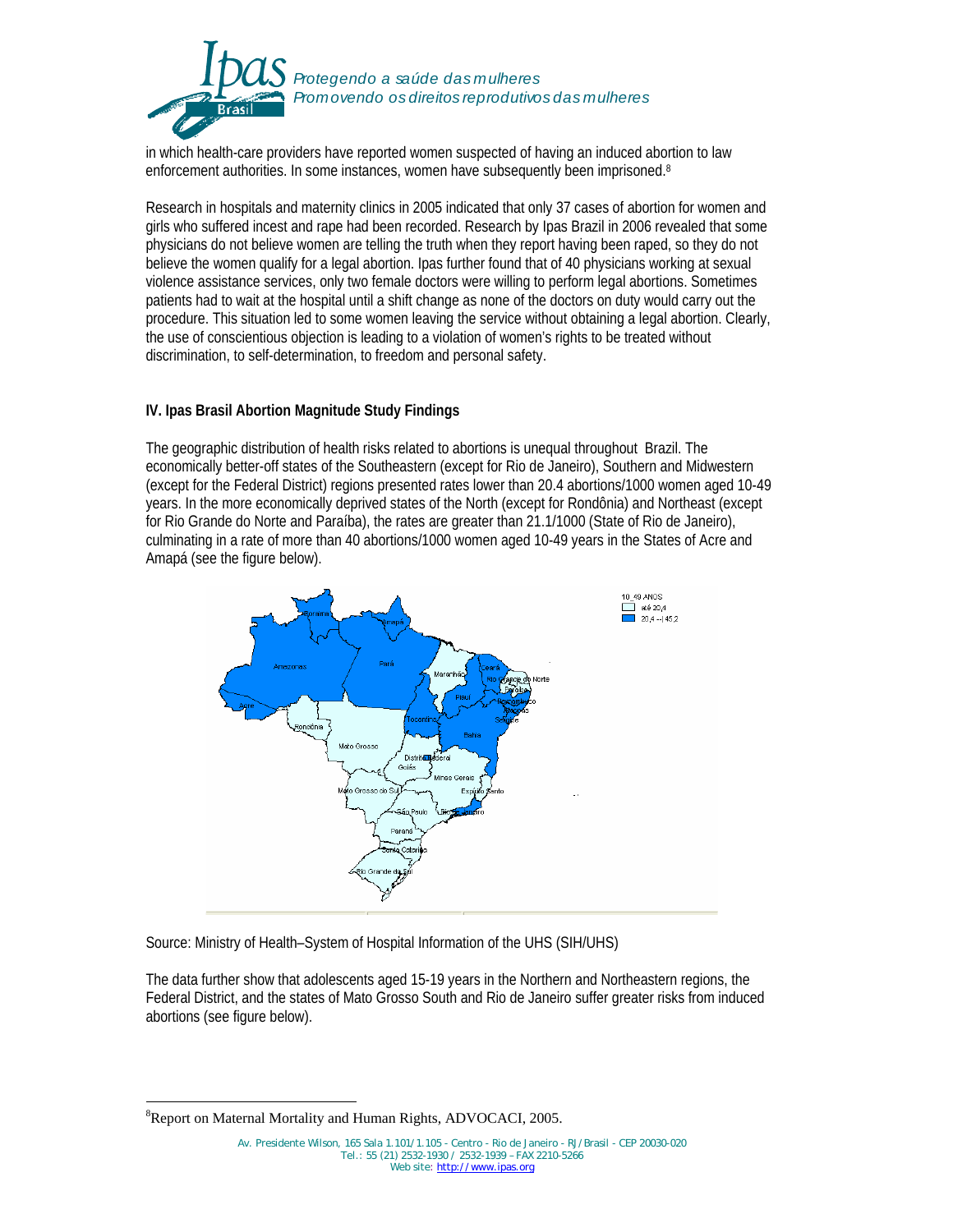in which health-care providers have reported women suspected of having an induced abortion to law enforcement authorities. In some instances, women have subsequently been imprisoned.[8]

Research in hospitals and maternity clinics in 2005 indicated that only 37 cases of abortion for women and girls who suffered incest and rape had been recorded. Research by Ipas Brazil in 2006 revealed that some physicians do not believe women are telling the truth when they report having been raped, so they do not believe the women qualify for a legal abortion. Ipas further found that of 40 physicians working at sexual violence assistance services, only two female doctors were willing to perform legal abortions. Sometimes patients had to wait at the hospital until a shift change as none of the doctors on duty would carry out the procedure. This situation led to some women leaving the service without obtaining a legal abortion. Clearly, the use of conscientious objection is leading to a violation of women's rights to be treated without discrimination, to self-determination, to freedom and personal safety.

## IV. Ipas Brasil Abortion Magnitude Study Findings

The geographic distribution of health risks related to abortions is unequal throughout Brazil. The economically better-off states of the Southeastern (except for Rio de Janeiro), Southern and Midwestern (except for the Federal District) regions presented rates lower than 20.4 abortions/1000 women aged 10-49 years. In the more economically deprived states of the North (except for Rondônia) and Northeast (except for Rio Grande do Norte and Paraíba), the rates are greater than 21.1/1000 (State of Rio de Janeiro), culminating in a rate of more than 40 abortions/1000 women aged 10-49 years in the States of Acre and Amapá (see the figure below).

Source: Ministry of Health–System of Hospital Information of the UHS (SIH/UHS)

The data further show that adolescents aged 15-19 years in the Northern and Northeastern regions, the Federal District, and the states of Mato Grosso South and Rio de Janeiro suffer greater risks from induced abortions (see figure below).

---

[8] Report on Maternal Mortality and Human Rights, ADVOCACI, 2005.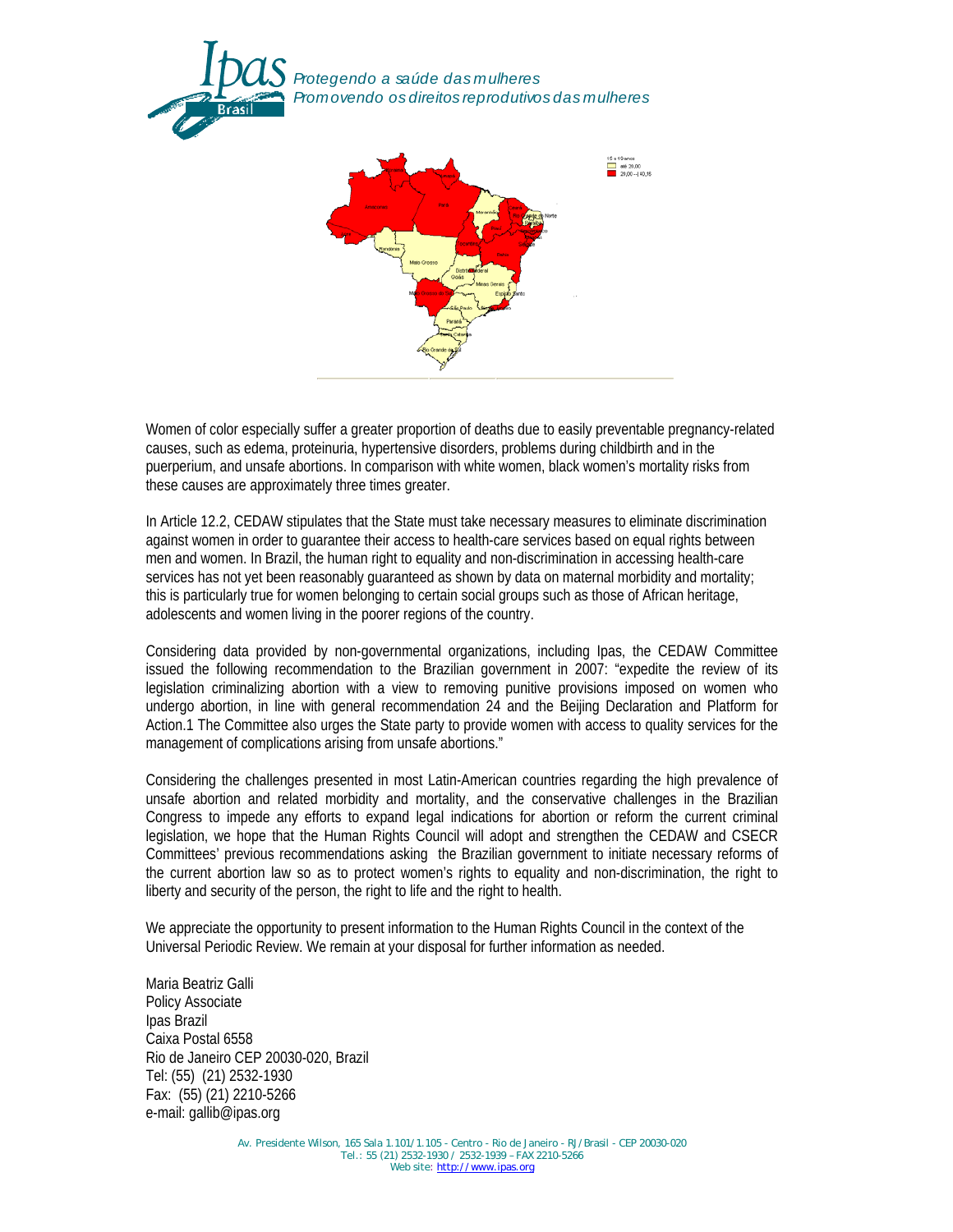15 a 19 anos
até 29,00
29,00 --| 40,15

Roraima
Amapá
Amazonas
Pará
Maranhão
Ceará
Rio Grande do Norte
Paraíba
Pernambuco
Alagoas
Sergipe
Piauí
Acre
Rondonia
Tocantins
Bahia
Mato Grosso
Distrito Federal
Goiás
Minas Gerais
Espírito Santo
Mato Grosso do Sul
São Paulo
Rio de Janeiro
Paraná
Santa Catarina
Rio Grande do Sul

Women of color especially suffer a greater proportion of deaths due to easily preventable pregnancy-related causes, such as edema, proteinuria, hypertensive disorders, problems during childbirth and in the puerperium, and unsafe abortions. In comparison with white women, black women's mortality risks from these causes are approximately three times greater.

In Article 12.2, CEDAW stipulates that the State must take necessary measures to eliminate discrimination against women in order to guarantee their access to health-care services based on equal rights between men and women. In Brazil, the human right to equality and non-discrimination in accessing health-care services has not yet been reasonably guaranteed as shown by data on maternal morbidity and mortality; this is particularly true for women belonging to certain social groups such as those of African heritage, adolescents and women living in the poorer regions of the country.

Considering data provided by non-governmental organizations, including Ipas, the CEDAW Committee issued the following recommendation to the Brazilian government in 2007: "expedite the review of its legislation criminalizing abortion with a view to removing punitive provisions imposed on women who undergo abortion, in line with general recommendation 24 and the Beijing Declaration and Platform for Action.1 The Committee also urges the State party to provide women with access to quality services for the management of complications arising from unsafe abortions."

Considering the challenges presented in most Latin-American countries regarding the high prevalence of unsafe abortion and related morbidity and mortality, and the conservative challenges in the Brazilian Congress to impede any efforts to expand legal indications for abortion or reform the current criminal legislation, we hope that the Human Rights Council will adopt and strengthen the CEDAW and CSECR Committees' previous recommendations asking the Brazilian government to initiate necessary reforms of the current abortion law so as to protect women's rights to equality and non-discrimination, the right to liberty and security of the person, the right to life and the right to health.

We appreciate the opportunity to present information to the Human Rights Council in the context of the Universal Periodic Review. We remain at your disposal for further information as needed.

Maria Beatriz Galli
Policy Associate
Ipas Brazil
Caixa Postal 6558
Rio de Janeiro CEP 20030-020, Brazil
Tel: (55) (21) 2532-1930
Fax: (55) (21) 2210-5266
e-mail: gallib@ipas.org